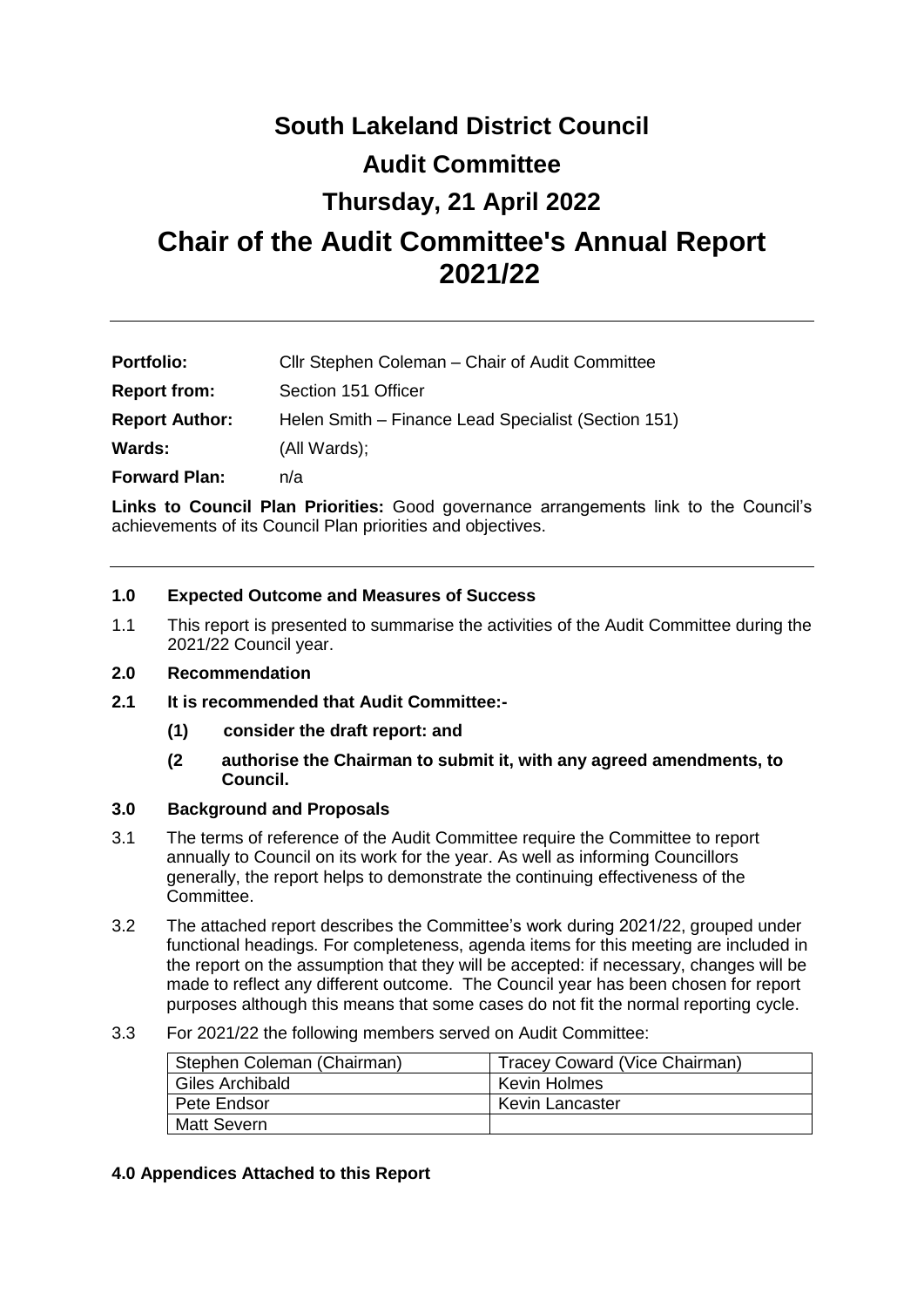# South Lakeland District Council

# Audit Committee

# Thursday, 21 April 2022

# Chair of the Audit Committee's Annual Report 2021/22

---

| | |
|---|---|
| **Portfolio:** | Cllr Stephen Coleman – Chair of Audit Committee |
| **Report from:** | Section 151 Officer |
| **Report Author:** | Helen Smith – Finance Lead Specialist (Section 151) |
| **Wards:** | (All Wards); |
| **Forward Plan:** | n/a |

**Links to Council Plan Priorities:** Good governance arrangements link to the Council's achievements of its Council Plan priorities and objectives.

---

**1.0 Expected Outcome and Measures of Success**

1.1 This report is presented to summarise the activities of the Audit Committee during the 2021/22 Council year.

**2.0 Recommendation**

**2.1 It is recommended that Audit Committee:-**

**(1) consider the draft report: and**

**(2 authorise the Chairman to submit it, with any agreed amendments, to Council.**

**3.0 Background and Proposals**

3.1 The terms of reference of the Audit Committee require the Committee to report annually to Council on its work for the year. As well as informing Councillors generally, the report helps to demonstrate the continuing effectiveness of the Committee.

3.2 The attached report describes the Committee's work during 2021/22, grouped under functional headings. For completeness, agenda items for this meeting are included in the report on the assumption that they will be accepted: if necessary, changes will be made to reflect any different outcome. The Council year has been chosen for report purposes although this means that some cases do not fit the normal reporting cycle.

3.3 For 2021/22 the following members served on Audit Committee:

| | |
|---|---|
| Stephen Coleman (Chairman) | Tracey Coward (Vice Chairman) |
| Giles Archibald | Kevin Holmes |
| Pete Endsor | Kevin Lancaster |
| Matt Severn | |

**4.0 Appendices Attached to this Report**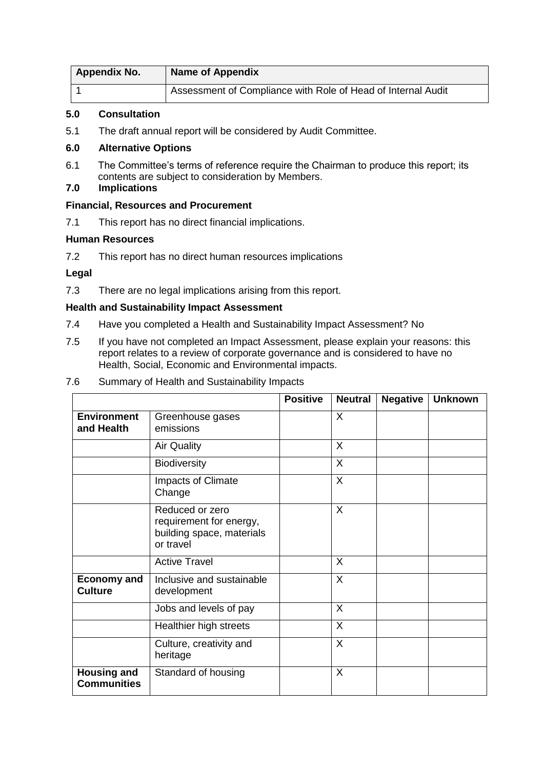| Appendix No. | Name of Appendix |
| --- | --- |
| 1 | Assessment of Compliance with Role of Head of Internal Audit |

## 5.0 Consultation

5.1 The draft annual report will be considered by Audit Committee.

## 6.0 Alternative Options

6.1 The Committee's terms of reference require the Chairman to produce this report; its contents are subject to consideration by Members.

## 7.0 Implications

**Financial, Resources and Procurement**

7.1 This report has no direct financial implications.

**Human Resources**

7.2 This report has no direct human resources implications

**Legal**

7.3 There are no legal implications arising from this report.

**Health and Sustainability Impact Assessment**

7.4 Have you completed a Health and Sustainability Impact Assessment? No

7.5 If you have not completed an Impact Assessment, please explain your reasons: this report relates to a review of corporate governance and is considered to have no Health, Social, Economic and Environmental impacts.

7.6 Summary of Health and Sustainability Impacts

| | | Positive | Neutral | Negative | Unknown |
| --- | --- | --- | --- | --- | --- |
| **Environment and Health** | Greenhouse gases emissions | | X | | |
| | Air Quality | | X | | |
| | Biodiversity | | X | | |
| | Impacts of Climate Change | | X | | |
| | Reduced or zero requirement for energy, building space, materials or travel | | X | | |
| | Active Travel | | X | | |
| **Economy and Culture** | Inclusive and sustainable development | | X | | |
| | Jobs and levels of pay | | X | | |
| | Healthier high streets | | X | | |
| | Culture, creativity and heritage | | X | | |
| **Housing and Communities** | Standard of housing | | X | | |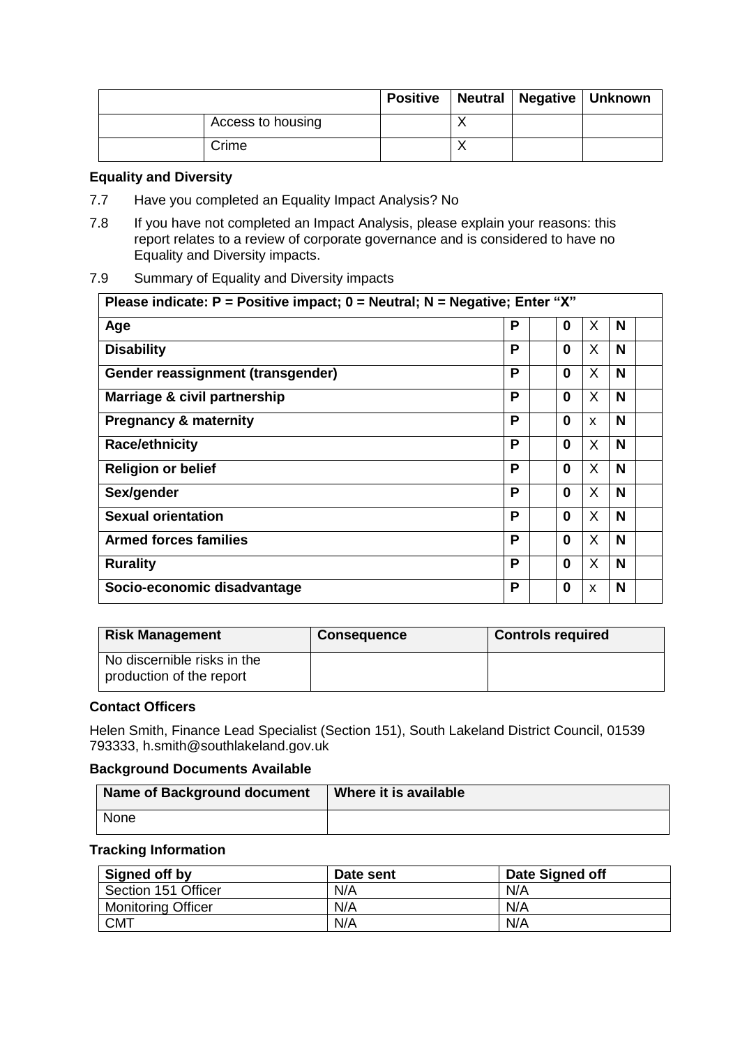| | | Positive | Neutral | Negative | Unknown |
|---|---|---|---|---|---|
| | Access to housing | | X | | |
| | Crime | | X | | |

**Equality and Diversity**

7.7 Have you completed an Equality Impact Analysis? No

7.8 If you have not completed an Impact Analysis, please explain your reasons: this report relates to a review of corporate governance and is considered to have no Equality and Diversity impacts.

7.9 Summary of Equality and Diversity impacts

| Please indicate: P = Positive impact; 0 = Neutral; N = Negative; Enter "X" | | | | | | |
|---|---|---|---|---|---|---|
| **Age** | **P** | | **0** | X | **N** | |
| **Disability** | **P** | | **0** | X | **N** | |
| **Gender reassignment (transgender)** | **P** | | **0** | X | **N** | |
| **Marriage & civil partnership** | **P** | | **0** | X | **N** | |
| **Pregnancy & maternity** | **P** | | **0** | x | **N** | |
| **Race/ethnicity** | **P** | | **0** | X | **N** | |
| **Religion or belief** | **P** | | **0** | X | **N** | |
| **Sex/gender** | **P** | | **0** | X | **N** | |
| **Sexual orientation** | **P** | | **0** | X | **N** | |
| **Armed forces families** | **P** | | **0** | X | **N** | |
| **Rurality** | **P** | | **0** | X | **N** | |
| **Socio-economic disadvantage** | **P** | | **0** | x | **N** | |

| Risk Management | Consequence | Controls required |
|---|---|---|
| No discernible risks in the production of the report | | |

**Contact Officers**

Helen Smith, Finance Lead Specialist (Section 151), South Lakeland District Council, 01539 793333, h.smith@southlakeland.gov.uk

**Background Documents Available**

| Name of Background document | Where it is available |
|---|---|
| None | |

**Tracking Information**

| Signed off by | Date sent | Date Signed off |
|---|---|---|
| Section 151 Officer | N/A | N/A |
| Monitoring Officer | N/A | N/A |
| CMT | N/A | N/A |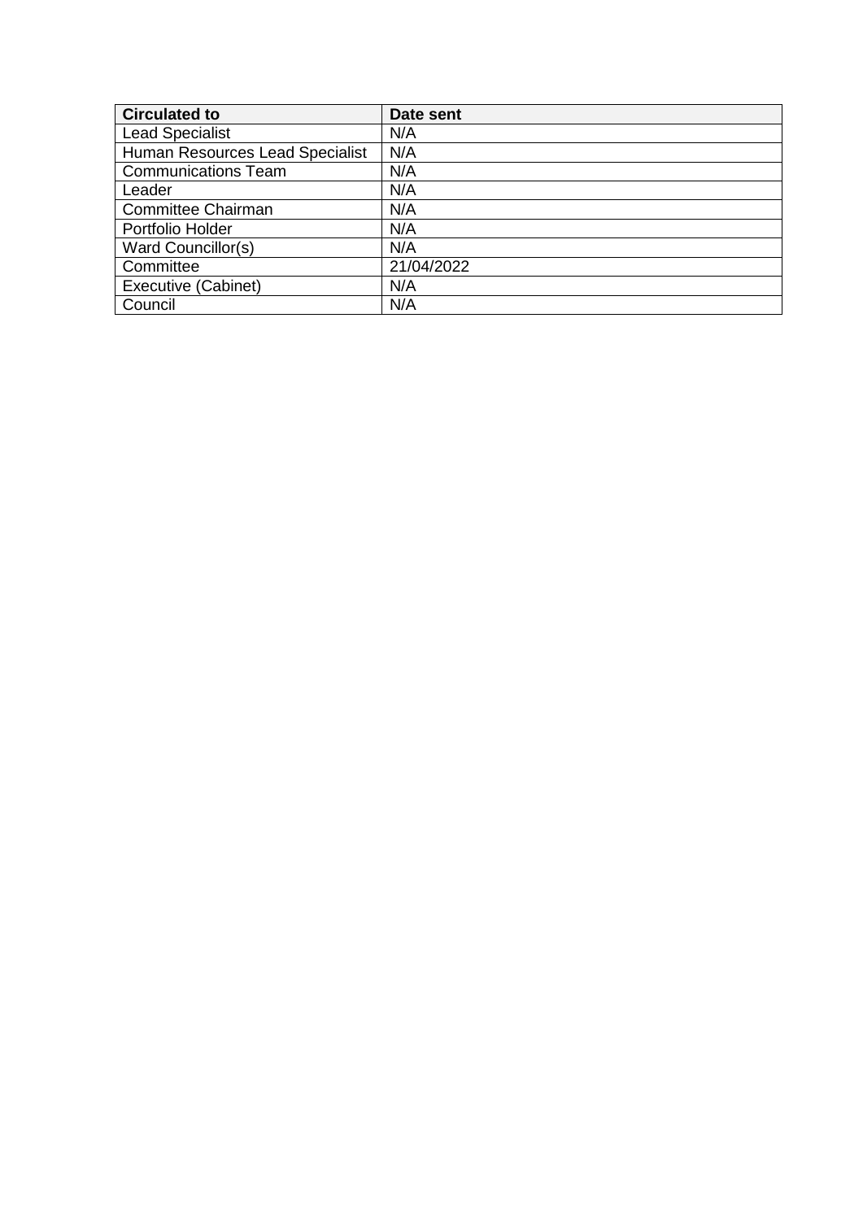| Circulated to | Date sent |
| --- | --- |
| Lead Specialist | N/A |
| Human Resources Lead Specialist | N/A |
| Communications Team | N/A |
| Leader | N/A |
| Committee Chairman | N/A |
| Portfolio Holder | N/A |
| Ward Councillor(s) | N/A |
| Committee | 21/04/2022 |
| Executive (Cabinet) | N/A |
| Council | N/A |